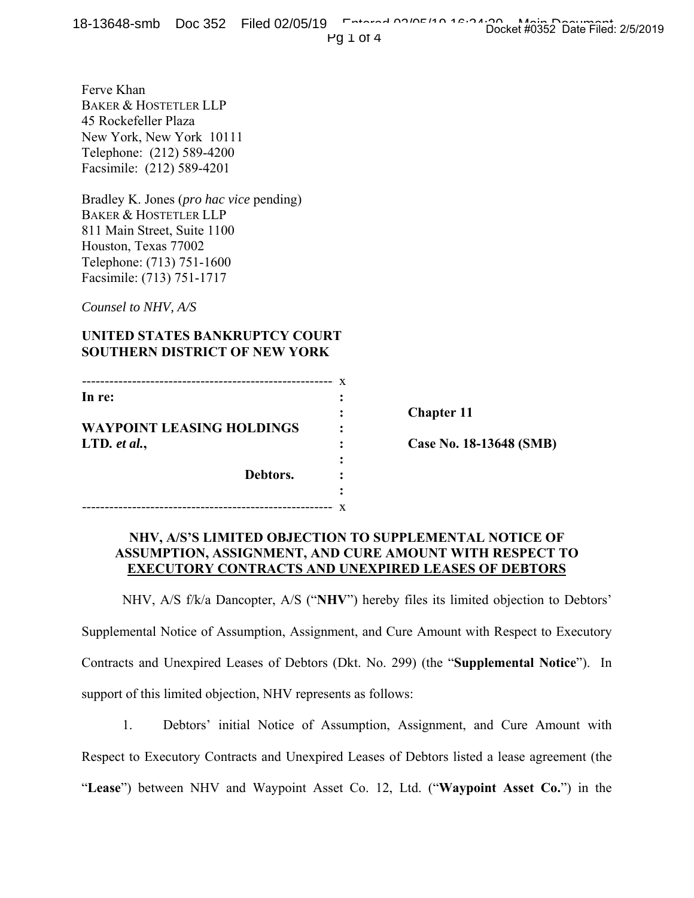Ferve Khan
BAKER & HOSTETLER LLP
45 Rockefeller Plaza
New York, New York 10111
Telephone: (212) 589-4200
Facsimile: (212) 589-4201

Bradley K. Jones (*pro hac vice* pending)
BAKER & HOSTETLER LLP
811 Main Street, Suite 1100
Houston, Texas 77002
Telephone: (713) 751-1600
Facsimile: (713) 751-1717

*Counsel to NHV, A/S*

**UNITED STATES BANKRUPTCY COURT**
**SOUTHERN DISTRICT OF NEW YORK**

| | | |
|---|---|---|
| **In re:** | : | |
| | : | **Chapter 11** |
| **WAYPOINT LEASING HOLDINGS** | : | |
| **LTD. *et al.*,** | : | **Case No. 18-13648 (SMB)** |
| | : | |
| **Debtors.** | : | |
| | : | |

**NHV, A/S'S LIMITED OBJECTION TO SUPPLEMENTAL NOTICE OF ASSUMPTION, ASSIGNMENT, AND CURE AMOUNT WITH RESPECT TO EXECUTORY CONTRACTS AND UNEXPIRED LEASES OF DEBTORS**

NHV, A/S f/k/a Dancopter, A/S ("**NHV**") hereby files its limited objection to Debtors' Supplemental Notice of Assumption, Assignment, and Cure Amount with Respect to Executory Contracts and Unexpired Leases of Debtors (Dkt. No. 299) (the "**Supplemental Notice**"). In support of this limited objection, NHV represents as follows:

1. Debtors' initial Notice of Assumption, Assignment, and Cure Amount with Respect to Executory Contracts and Unexpired Leases of Debtors listed a lease agreement (the "**Lease**") between NHV and Waypoint Asset Co. 12, Ltd. ("**Waypoint Asset Co.**") in the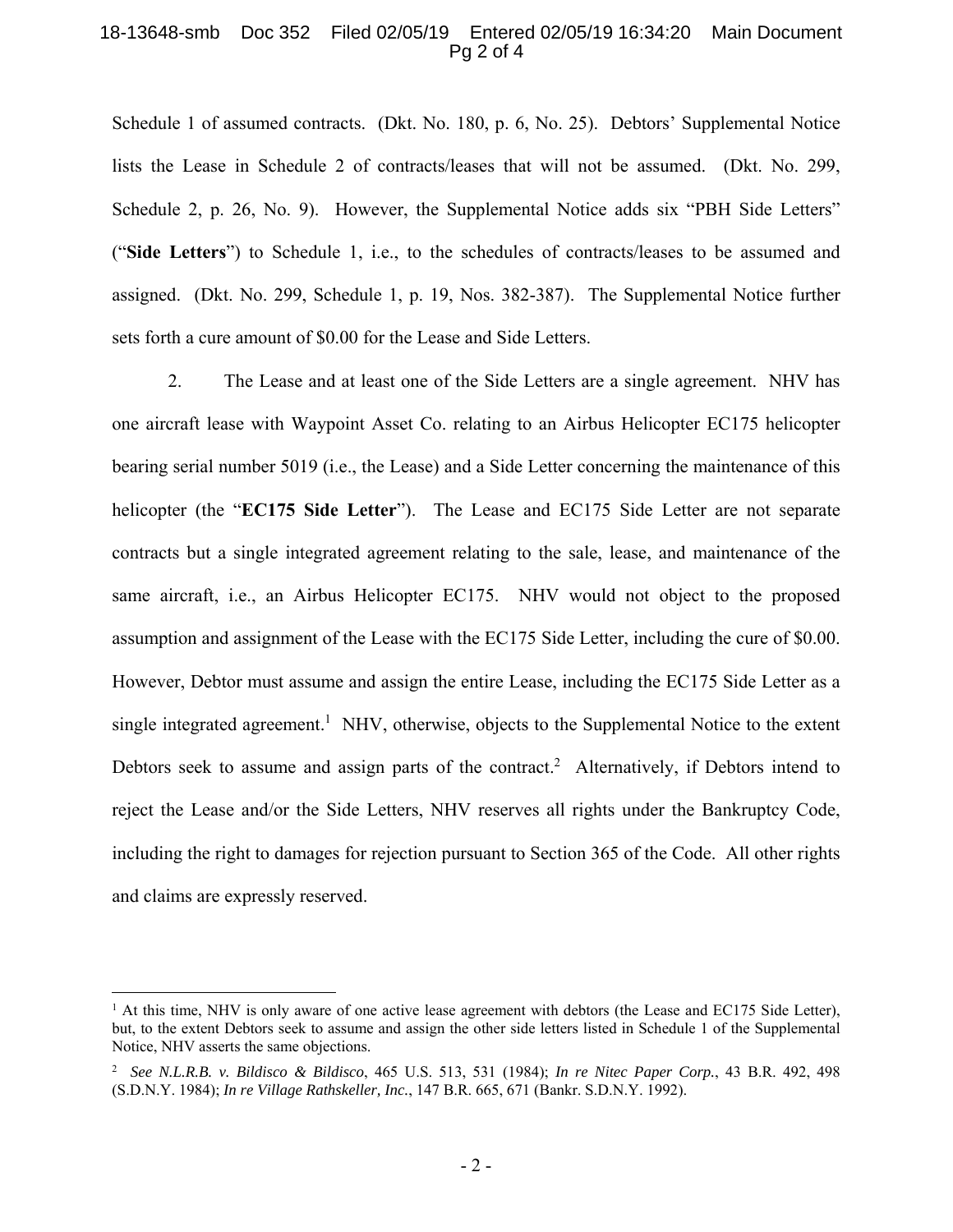Schedule 1 of assumed contracts. (Dkt. No. 180, p. 6, No. 25). Debtors' Supplemental Notice lists the Lease in Schedule 2 of contracts/leases that will not be assumed. (Dkt. No. 299, Schedule 2, p. 26, No. 9). However, the Supplemental Notice adds six "PBH Side Letters" ("**Side Letters**") to Schedule 1, i.e., to the schedules of contracts/leases to be assumed and assigned. (Dkt. No. 299, Schedule 1, p. 19, Nos. 382-387). The Supplemental Notice further sets forth a cure amount of $0.00 for the Lease and Side Letters.

2. The Lease and at least one of the Side Letters are a single agreement. NHV has one aircraft lease with Waypoint Asset Co. relating to an Airbus Helicopter EC175 helicopter bearing serial number 5019 (i.e., the Lease) and a Side Letter concerning the maintenance of this helicopter (the "**EC175 Side Letter**"). The Lease and EC175 Side Letter are not separate contracts but a single integrated agreement relating to the sale, lease, and maintenance of the same aircraft, i.e., an Airbus Helicopter EC175. NHV would not object to the proposed assumption and assignment of the Lease with the EC175 Side Letter, including the cure of $0.00. However, Debtor must assume and assign the entire Lease, including the EC175 Side Letter as a single integrated agreement.[1] NHV, otherwise, objects to the Supplemental Notice to the extent Debtors seek to assume and assign parts of the contract.[2] Alternatively, if Debtors intend to reject the Lease and/or the Side Letters, NHV reserves all rights under the Bankruptcy Code, including the right to damages for rejection pursuant to Section 365 of the Code. All other rights and claims are expressly reserved.

---

[1] At this time, NHV is only aware of one active lease agreement with debtors (the Lease and EC175 Side Letter), but, to the extent Debtors seek to assume and assign the other side letters listed in Schedule 1 of the Supplemental Notice, NHV asserts the same objections.

[2] *See N.L.R.B. v. Bildisco & Bildisco*, 465 U.S. 513, 531 (1984); *In re Nitec Paper Corp.*, 43 B.R. 492, 498 (S.D.N.Y. 1984); *In re Village Rathskeller, Inc.*, 147 B.R. 665, 671 (Bankr. S.D.N.Y. 1992).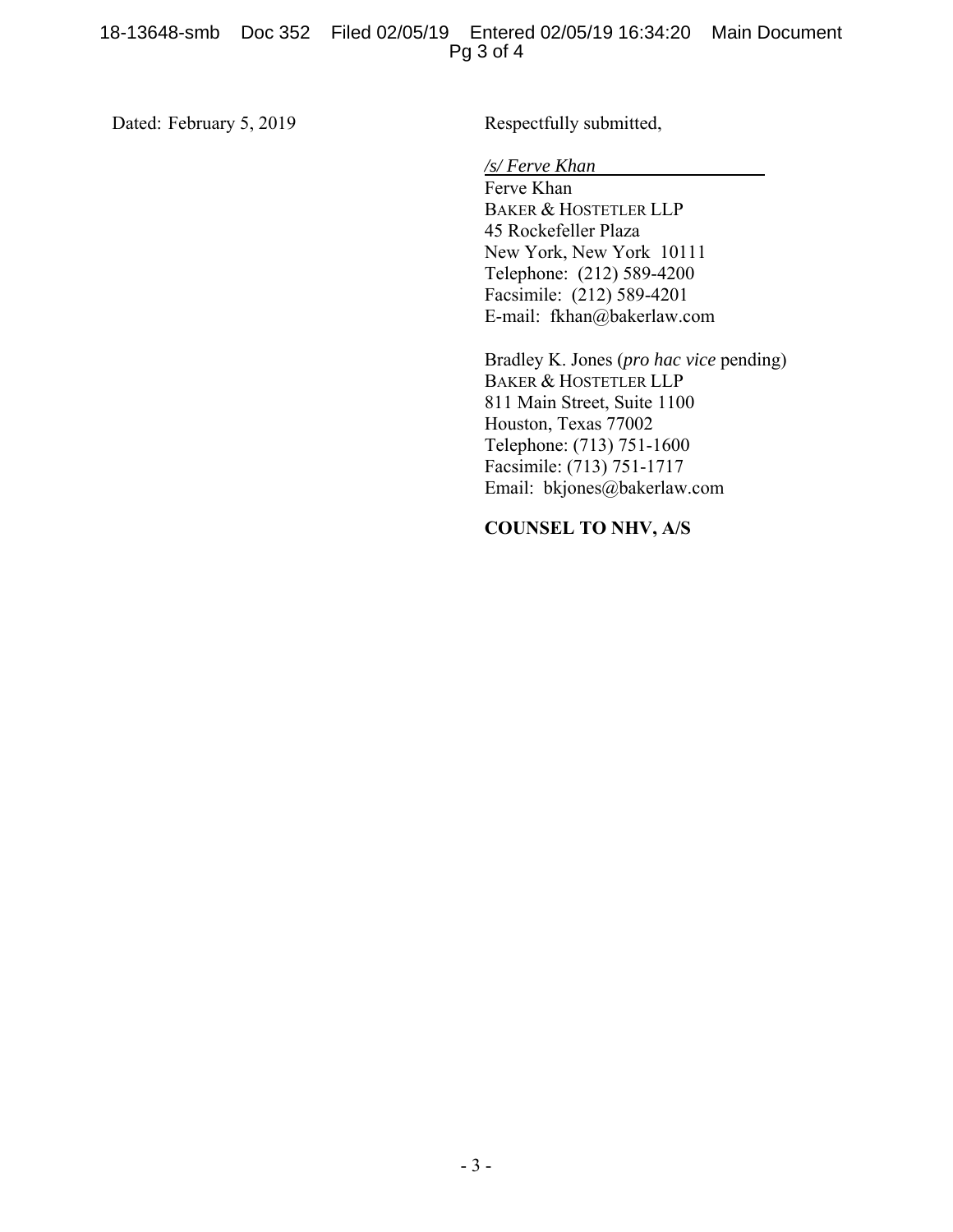Dated: February 5, 2019

Respectfully submitted,

*/s/ Ferve Khan*
Ferve Khan
BAKER & HOSTETLER LLP
45 Rockefeller Plaza
New York, New York 10111
Telephone: (212) 589-4200
Facsimile: (212) 589-4201
E-mail: fkhan@bakerlaw.com

Bradley K. Jones (*pro hac vice* pending)
BAKER & HOSTETLER LLP
811 Main Street, Suite 1100
Houston, Texas 77002
Telephone: (713) 751-1600
Facsimile: (713) 751-1717
Email: bkjones@bakerlaw.com

**COUNSEL TO NHV, A/S**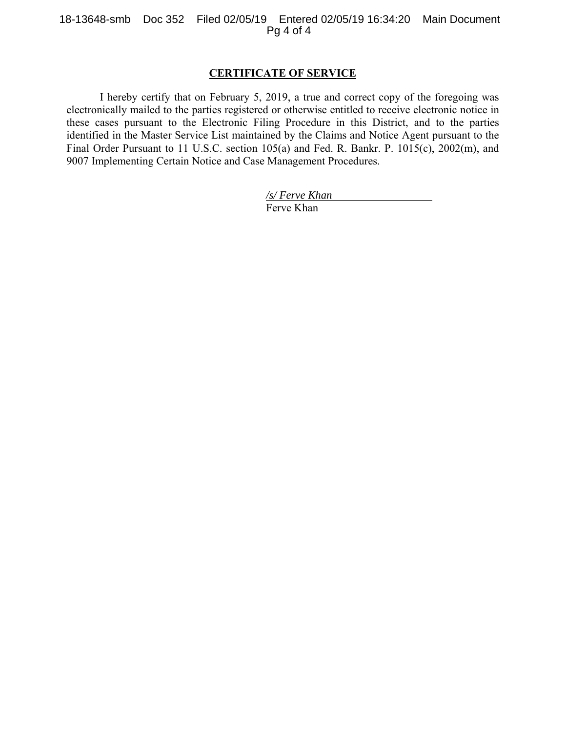## CERTIFICATE OF SERVICE

I hereby certify that on February 5, 2019, a true and correct copy of the foregoing was electronically mailed to the parties registered or otherwise entitled to receive electronic notice in these cases pursuant to the Electronic Filing Procedure in this District, and to the parties identified in the Master Service List maintained by the Claims and Notice Agent pursuant to the Final Order Pursuant to 11 U.S.C. section 105(a) and Fed. R. Bankr. P. 1015(c), 2002(m), and 9007 Implementing Certain Notice and Case Management Procedures.

*/s/ Ferve Khan*
Ferve Khan